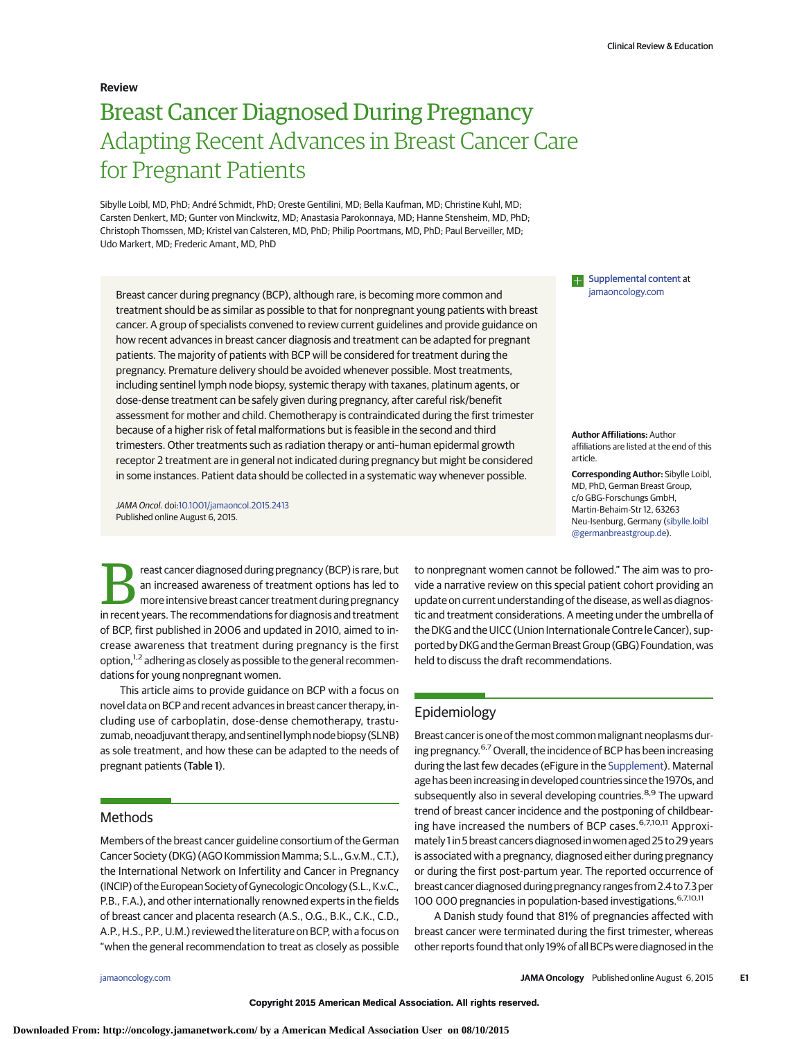Review

# Breast Cancer Diagnosed During Pregnancy
## Adapting Recent Advances in Breast Cancer Care for Pregnant Patients

Sibylle Loibl, MD, PhD; André Schmidt, PhD; Oreste Gentilini, MD; Bella Kaufman, MD; Christine Kuhl, MD; Carsten Denkert, MD; Gunter von Minckwitz, MD; Anastasia Parokonnaya, MD; Hanne Stensheim, MD, PhD; Christoph Thomssen, MD; Kristel van Calsteren, MD, PhD; Philip Poortmans, MD, PhD; Paul Berveiller, MD; Udo Markert, MD; Frederic Amant, MD, PhD

Breast cancer during pregnancy (BCP), although rare, is becoming more common and treatment should be as similar as possible to that for nonpregnant young patients with breast cancer. A group of specialists convened to review current guidelines and provide guidance on how recent advances in breast cancer diagnosis and treatment can be adapted for pregnant patients. The majority of patients with BCP will be considered for treatment during the pregnancy. Premature delivery should be avoided whenever possible. Most treatments, including sentinel lymph node biopsy, systemic therapy with taxanes, platinum agents, or dose-dense treatment can be safely given during pregnancy, after careful risk/benefit assessment for mother and child. Chemotherapy is contraindicated during the first trimester because of a higher risk of fetal malformations but is feasible in the second and third trimesters. Other treatments such as radiation therapy or anti–human epidermal growth receptor 2 treatment are in general not indicated during pregnancy but might be considered in some instances. Patient data should be collected in a systematic way whenever possible.

*JAMA Oncol*. doi:10.1001/jamaoncol.2015.2413
Published online August 6, 2015.

Supplemental content at jamaoncology.com

**Author Affiliations:** Author affiliations are listed at the end of this article.

**Corresponding Author:** Sibylle Loibl, MD, PhD, German Breast Group, c/o GBG-Forschungs GmbH, Martin-Behaim-Str 12, 63263 Neu-Isenburg, Germany (sibylle.loibl@germanbreastgroup.de).

Breast cancer diagnosed during pregnancy (BCP) is rare, but an increased awareness of treatment options has led to more intensive breast cancer treatment during pregnancy in recent years. The recommendations for diagnosis and treatment of BCP, first published in 2006 and updated in 2010, aimed to increase awareness that treatment during pregnancy is the first option,[1,2] adhering as closely as possible to the general recommendations for young nonpregnant women.

This article aims to provide guidance on BCP with a focus on novel data on BCP and recent advances in breast cancer therapy, including use of carboplatin, dose-dense chemotherapy, trastuzumab, neoadjuvant therapy, and sentinel lymph node biopsy (SLNB) as sole treatment, and how these can be adapted to the needs of pregnant patients (Table 1).

## Methods

Members of the breast cancer guideline consortium of the German Cancer Society (DKG) (AGO Kommission Mamma; S.L., G.v.M., C.T.), the International Network on Infertility and Cancer in Pregnancy (INCIP) of the European Society of Gynecologic Oncology (S.L., K.v.C., P.B., F.A.), and other internationally renowned experts in the fields of breast cancer and placenta research (A.S., O.G., B.K., C.K., C.D., A.P., H.S., P.P., U.M.) reviewed the literature on BCP, with a focus on "when the general recommendation to treat as closely as possible to nonpregnant women cannot be followed." The aim was to provide a narrative review on this special patient cohort providing an update on current understanding of the disease, as well as diagnostic and treatment considerations. A meeting under the umbrella of the DKG and the UICC (Union Internationale Contre le Cancer), supported by DKG and the German Breast Group (GBG) Foundation, was held to discuss the draft recommendations.

## Epidemiology

Breast cancer is one of the most common malignant neoplasms during pregnancy.[6,7] Overall, the incidence of BCP has been increasing during the last few decades (eFigure in the Supplement). Maternal age has been increasing in developed countries since the 1970s, and subsequently also in several developing countries.[8,9] The upward trend of breast cancer incidence and the postponing of childbearing have increased the numbers of BCP cases.[6,7,10,11] Approximately 1 in 5 breast cancers diagnosed in women aged 25 to 29 years is associated with a pregnancy, diagnosed either during pregnancy or during the first post-partum year. The reported occurrence of breast cancer diagnosed during pregnancy ranges from 2.4 to 7.3 per 100 000 pregnancies in population-based investigations.[6,7,10,11]

A Danish study found that 81% of pregnancies affected with breast cancer were terminated during the first trimester, whereas other reports found that only 19% of all BCPs were diagnosed in the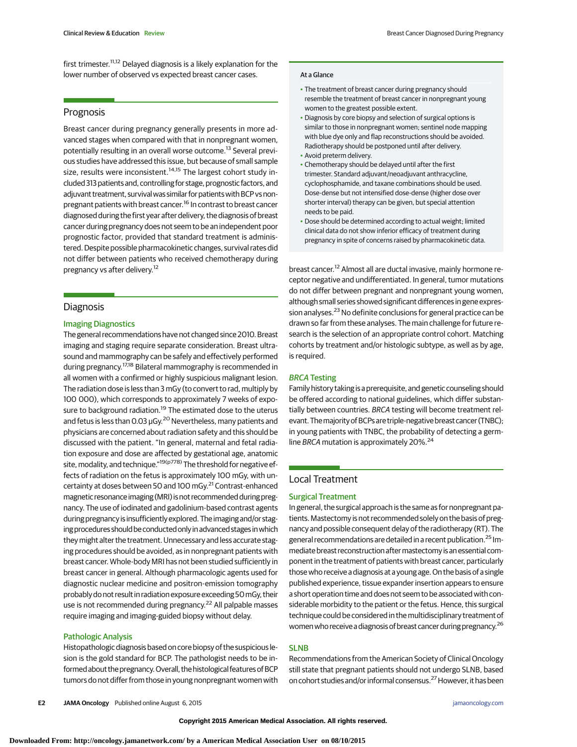first trimester.[11,12] Delayed diagnosis is a likely explanation for the lower number of observed vs expected breast cancer cases.

## Prognosis

Breast cancer during pregnancy generally presents in more advanced stages when compared with that in nonpregnant women, potentially resulting in an overall worse outcome.[13] Several previous studies have addressed this issue, but because of small sample size, results were inconsistent.[14,15] The largest cohort study included 313 patients and, controlling for stage, prognostic factors, and adjuvant treatment, survival was similar for patients with BCP vs nonpregnant patients with breast cancer.[16] In contrast to breast cancer diagnosed during the first year after delivery, the diagnosis of breast cancer during pregnancy does not seem to be an independent poor prognostic factor, provided that standard treatment is administered. Despite possible pharmacokinetic changes, survival rates did not differ between patients who received chemotherapy during pregnancy vs after delivery.[12]

## Diagnosis

### Imaging Diagnostics

The general recommendations have not changed since 2010. Breast imaging and staging require separate consideration. Breast ultrasound and mammography can be safely and effectively performed during pregnancy.[17,18] Bilateral mammography is recommended in all women with a confirmed or highly suspicious malignant lesion. The radiation dose is less than 3 mGy (to convert to rad, multiply by 100 000), which corresponds to approximately 7 weeks of exposure to background radiation.[19] The estimated dose to the uterus and fetus is less than 0.03 μGy.[20] Nevertheless, many patients and physicians are concerned about radiation safety and this should be discussed with the patient. "In general, maternal and fetal radiation exposure and dose are affected by gestational age, anatomic site, modality, and technique."[19(p778)] The threshold for negative effects of radiation on the fetus is approximately 100 mGy, with uncertainty at doses between 50 and 100 mGy.[21] Contrast-enhanced magnetic resonance imaging (MRI) is not recommended during pregnancy. The use of iodinated and gadolinium-based contrast agents during pregnancy is insufficiently explored. The imaging and/or staging procedures should be conducted only in advanced stages in which they might alter the treatment. Unnecessary and less accurate staging procedures should be avoided, as in nonpregnant patients with breast cancer. Whole-body MRI has not been studied sufficiently in breast cancer in general. Although pharmacologic agents used for diagnostic nuclear medicine and positron-emission tomography probably do not result in radiation exposure exceeding 50 mGy, their use is not recommended during pregnancy.[22] All palpable masses require imaging and imaging-guided biopsy without delay.

### Pathologic Analysis

Histopathologic diagnosis based on core biopsy of the suspicious lesion is the gold standard for BCP. The pathologist needs to be informed about the pregnancy. Overall, the histological features of BCP tumors do not differ from those in young nonpregnant women with breast cancer.[12] Almost all are ductal invasive, mainly hormone receptor negative and undifferentiated. In general, tumor mutations do not differ between pregnant and nonpregnant young women, although small series showed significant differences in gene expression analyses.[23] No definite conclusions for general practice can be drawn so far from these analyses. The main challenge for future research is the selection of an appropriate control cohort. Matching cohorts by treatment and/or histologic subtype, as well as by age, is required.

**At a Glance**

- The treatment of breast cancer during pregnancy should resemble the treatment of breast cancer in nonpregnant young women to the greatest possible extent.
- Diagnosis by core biopsy and selection of surgical options is similar to those in nonpregnant women; sentinel node mapping with blue dye only and flap reconstructions should be avoided. Radiotherapy should be postponed until after delivery.
- Avoid preterm delivery.
- Chemotherapy should be delayed until after the first trimester. Standard adjuvant/neoadjuvant anthracycline, cyclophosphamide, and taxane combinations should be used. Dose-dense but not intensified dose-dense (higher dose over shorter interval) therapy can be given, but special attention needs to be paid.
- Dose should be determined according to actual weight; limited clinical data do not show inferior efficacy of treatment during pregnancy in spite of concerns raised by pharmacokinetic data.

### *BRCA* Testing

Family history taking is a prerequisite, and genetic counseling should be offered according to national guidelines, which differ substantially between countries. *BRCA* testing will become treatment relevant. The majority of BCPs are triple-negative breast cancer (TNBC); in young patients with TNBC, the probability of detecting a germline *BRCA* mutation is approximately 20%.[24]

## Local Treatment

### Surgical Treatment

In general, the surgical approach is the same as for nonpregnant patients. Mastectomy is not recommended solely on the basis of pregnancy and possible consequent delay of the radiotherapy (RT). The general recommendations are detailed in a recent publication.[25] Immediate breast reconstruction after mastectomy is an essential component in the treatment of patients with breast cancer, particularly those who receive a diagnosis at a young age. On the basis of a single published experience, tissue expander insertion appears to ensure a short operation time and does not seem to be associated with considerable morbidity to the patient or the fetus. Hence, this surgical technique could be considered in the multidisciplinary treatment of women who receive a diagnosis of breast cancer during pregnancy.[26]

### SLNB

Recommendations from the American Society of Clinical Oncology still state that pregnant patients should not undergo SLNB, based on cohort studies and/or informal consensus.[27] However, it has been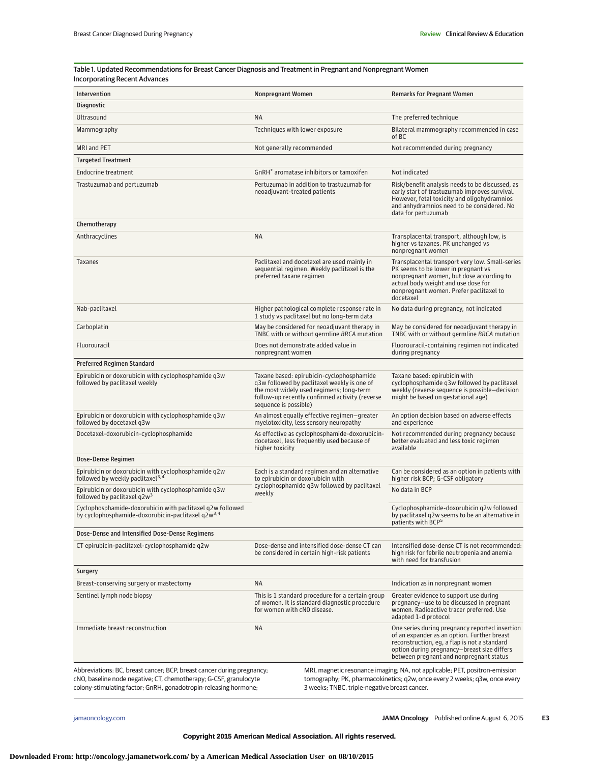Table 1. Updated Recommendations for Breast Cancer Diagnosis and Treatment in Pregnant and Nonpregnant Women Incorporating Recent Advances

| Intervention | Nonpregnant Women | Remarks for Pregnant Women |
|---|---|---|
| **Diagnostic** | | |
| Ultrasound | NA | The preferred technique |
| Mammography | Techniques with lower exposure | Bilateral mammography recommended in case of BC |
| MRI and PET | Not generally recommended | Not recommended during pregnancy |
| **Targeted Treatment** | | |
| Endocrine treatment | GnRH[+] aromatase inhibitors or tamoxifen | Not indicated |
| Trastuzumab and pertuzumab | Pertuzumab in addition to trastuzumab for neoadjuvant-treated patients | Risk/benefit analysis needs to be discussed, as early start of trastuzumab improves survival. However, fetal toxicity and oligohydramnios and anhydramnios need to be considered. No data for pertuzumab |
| **Chemotherapy** | | |
| Anthracyclines | NA | Transplacental transport, although low, is higher vs taxanes. PK unchanged vs nonpregnant women |
| Taxanes | Paclitaxel and docetaxel are used mainly in sequential regimen. Weekly paclitaxel is the preferred taxane regimen | Transplacental transport very low. Small-series PK seems to be lower in pregnant vs nonpregnant women, but dose according to actual body weight and use dose for nonpregnant women. Prefer paclitaxel to docetaxel |
| Nab-paclitaxel | Higher pathological complete response rate in 1 study vs paclitaxel but no long-term data | No data during pregnancy, not indicated |
| Carboplatin | May be considered for neoadjuvant therapy in TNBC with or without germline *BRCA* mutation | May be considered for neoadjuvant therapy in TNBC with or without germline *BRCA* mutation |
| Fluorouracil | Does not demonstrate added value in nonpregnant women | Fluorouracil-containing regimen not indicated during pregnancy |
| **Preferred Regimen Standard** | | |
| Epirubicin or doxorubicin with cyclophosphamide q3w followed by paclitaxel weekly | Taxane based: epirubicin-cyclophosphamide q3w followed by paclitaxel weekly is one of the most widely used regimens; long-term follow-up recently confirmed activity (reverse sequence is possible) | Taxane based: epirubicin with cyclophosphamide q3w followed by paclitaxel weekly (reverse sequence is possible—decision might be based on gestational age) |
| Epirubicin or doxorubicin with cyclophosphamide q3w followed by docetaxel q3w | An almost equally effective regimen—greater myelotoxicity, less sensory neuropathy | An option decision based on adverse effects and experience |
| Docetaxel-doxorubicin-cyclophosphamide | As effective as cyclophosphamide-doxorubicin-docetaxel, less frequently used because of higher toxicity | Not recommended during pregnancy because better evaluated and less toxic regimen available |
| **Dose-Dense Regimen** | | |
| Epirubicin or doxorubicin with cyclophosphamide q2w followed by weekly paclitaxel[3,4] | Each is a standard regimen and an alternative to epirubicin or doxorubicin with cyclophosphamide q3w followed by paclitaxel weekly | Can be considered as an option in patients with higher risk BCP; G-CSF obligatory |
| Epirubicin or doxorubicin with cyclophosphamide q3w followed by paclitaxel q2w[3] | | No data in BCP |
| Cyclophosphamide-doxorubicin with paclitaxel q2w followed by cyclophosphamide-doxorubicin-paclitaxel q2w[3,4] | | Cyclophosphamide-doxorubicin q2w followed by paclitaxel q2w seems to be an alternative in patients with BCP[5] |
| **Dose-Dense and Intensified Dose-Dense Regimens** | | |
| CT epirubicin-paclitaxel-cyclophosphamide q2w | Dose-dense and intensified dose-dense CT can be considered in certain high-risk patients | Intensified dose-dense CT is not recommended: high risk for febrile neutropenia and anemia with need for transfusion |
| **Surgery** | | |
| Breast-conserving surgery or mastectomy | NA | Indication as in nonpregnant women |
| Sentinel lymph node biopsy | This is 1 standard procedure for a certain group of women. It is standard diagnostic procedure for women with cN0 disease. | Greater evidence to support use during pregnancy—use to be discussed in pregnant women. Radioactive tracer preferred. Use adapted 1-d protocol |
| Immediate breast reconstruction | NA | One series during pregnancy reported insertion of an expander as an option. Further breast reconstruction, eg, a flap is not a standard option during pregnancy—breast size differs between pregnant and nonpregnant status |

Abbreviations: BC, breast cancer; BCP, breast cancer during pregnancy; cN0, baseline node negative; CT, chemotherapy; G-CSF, granulocyte colony-stimulating factor; GnRH, gonadotropin-releasing hormone; MRI, magnetic resonance imaging; NA, not applicable; PET, positron-emission tomography; PK, pharmacokinetics; q2w, once every 2 weeks; q3w, once every 3 weeks; TNBC, triple-negative breast cancer.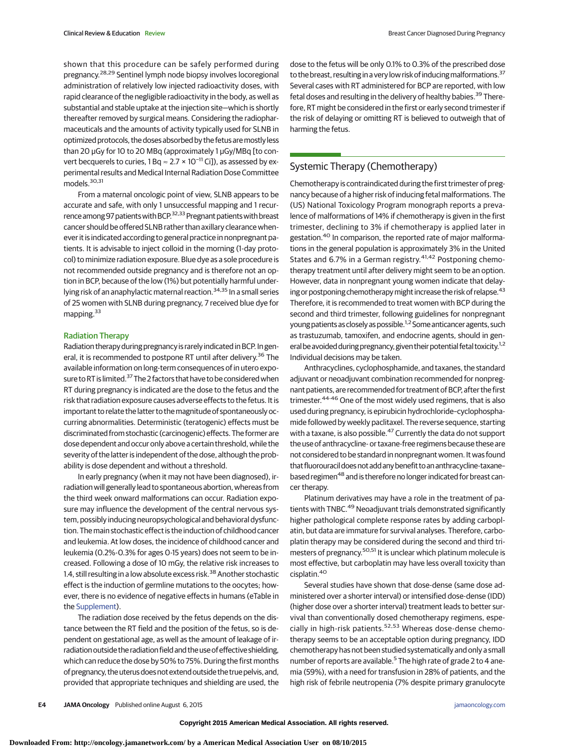shown that this procedure can be safely performed during pregnancy.[28,29] Sentinel lymph node biopsy involves locoregional administration of relatively low injected radioactivity doses, with rapid clearance of the negligible radioactivity in the body, as well as substantial and stable uptake at the injection site—which is shortly thereafter removed by surgical means. Considering the radiopharmaceuticals and the amounts of activity typically used for SLNB in optimized protocols, the doses absorbed by the fetus are mostly less than 20 μGy for 10 to 20 MBq (approximately 1 μGy/MBq [to convert becquerels to curies, 1 Bq ≈ $2.7 \times 10^{-11}$ Ci]), as assessed by experimental results and Medical Internal Radiation Dose Committee models.[30,31]

From a maternal oncologic point of view, SLNB appears to be accurate and safe, with only 1 unsuccessful mapping and 1 recurrence among 97 patients with BCP.[32,33] Pregnant patients with breast cancer should be offered SLNB rather than axillary clearance whenever it is indicated according to general practice in nonpregnant patients. It is advisable to inject colloid in the morning (1-day protocol) to minimize radiation exposure. Blue dye as a sole procedure is not recommended outside pregnancy and is therefore not an option in BCP, because of the low (1%) but potentially harmful underlying risk of an anaphylactic maternal reaction.[34,35] In a small series of 25 women with SLNB during pregnancy, 7 received blue dye for mapping.[33]

### Radiation Therapy

Radiation therapy during pregnancy is rarely indicated in BCP. In general, it is recommended to postpone RT until after delivery.[36] The available information on long-term consequences of in utero exposure to RT is limited.[37] The 2 factors that have to be considered when RT during pregnancy is indicated are the dose to the fetus and the risk that radiation exposure causes adverse effects to the fetus. It is important to relate the latter to the magnitude of spontaneously occurring abnormalities. Deterministic (teratogenic) effects must be discriminated from stochastic (carcinogenic) effects. The former are dose dependent and occur only above a certain threshold, while the severity of the latter is independent of the dose, although the probability is dose dependent and without a threshold.

In early pregnancy (when it may not have been diagnosed), irradiation will generally lead to spontaneous abortion, whereas from the third week onward malformations can occur. Radiation exposure may influence the development of the central nervous system, possibly inducing neuropsychological and behavioral dysfunction. The main stochastic effect is the induction of childhood cancer and leukemia. At low doses, the incidence of childhood cancer and leukemia (0.2%-0.3% for ages 0-15 years) does not seem to be increased. Following a dose of 10 mGy, the relative risk increases to 1.4, still resulting in a low absolute excess risk.[38] Another stochastic effect is the induction of germline mutations to the oocytes; however, there is no evidence of negative effects in humans (eTable in the Supplement).

The radiation dose received by the fetus depends on the distance between the RT field and the position of the fetus, so is dependent on gestational age, as well as the amount of leakage of irradiation outside the radiation field and the use of effective shielding, which can reduce the dose by 50% to 75%. During the first months of pregnancy, the uterus does not extend outside the true pelvis, and, provided that appropriate techniques and shielding are used, the dose to the fetus will be only 0.1% to 0.3% of the prescribed dose to the breast, resulting in a very low risk of inducing malformations.[37] Several cases with RT administered for BCP are reported, with low fetal doses and resulting in the delivery of healthy babies.[39] Therefore, RT might be considered in the first or early second trimester if the risk of delaying or omitting RT is believed to outweigh that of harming the fetus.

## Systemic Therapy (Chemotherapy)

Chemotherapy is contraindicated during the first trimester of pregnancy because of a higher risk of inducing fetal malformations. The (US) National Toxicology Program monograph reports a prevalence of malformations of 14% if chemotherapy is given in the first trimester, declining to 3% if chemotherapy is applied later in gestation.[40] In comparison, the reported rate of major malformations in the general population is approximately 3% in the United States and 6.7% in a German registry.[41,42] Postponing chemotherapy treatment until after delivery might seem to be an option. However, data in nonpregnant young women indicate that delaying or postponing chemotherapy might increase the risk of relapse.[43] Therefore, it is recommended to treat women with BCP during the second and third trimester, following guidelines for nonpregnant young patients as closely as possible.[1,2] Some anticancer agents, such as trastuzumab, tamoxifen, and endocrine agents, should in general be avoided during pregnancy, given their potential fetal toxicity.[1,2] Individual decisions may be taken.

Anthracyclines, cyclophosphamide, and taxanes, the standard adjuvant or neoadjuvant combination recommended for nonpregnant patients, are recommended for treatment of BCP, after the first trimester.[44-46] One of the most widely used regimens, that is also used during pregnancy, is epirubicin hydrochloride–cyclophosphamide followed by weekly paclitaxel. The reverse sequence, starting with a taxane, is also possible.[47] Currently the data do not support the use of anthracycline- or taxane-free regimens because these are not considered to be standard in nonpregnant women. It was found that fluorouracil does not add any benefit to an anthracycline-taxane–based regimen[48] and is therefore no longer indicated for breast cancer therapy.

Platinum derivatives may have a role in the treatment of patients with TNBC.[49] Neoadjuvant trials demonstrated significantly higher pathological complete response rates by adding carboplatin, but data are immature for survival analyses. Therefore, carboplatin therapy may be considered during the second and third trimesters of pregnancy.[50,51] It is unclear which platinum molecule is most effective, but carboplatin may have less overall toxicity than cisplatin.[40]

Several studies have shown that dose-dense (same dose administered over a shorter interval) or intensified dose-dense (IDD) (higher dose over a shorter interval) treatment leads to better survival than conventionally dosed chemotherapy regimens, especially in high-risk patients.[52,53] Whereas dose-dense chemotherapy seems to be an acceptable option during pregnancy, IDD chemotherapy has not been studied systematically and only a small number of reports are available.[5] The high rate of grade 2 to 4 anemia (59%), with a need for transfusion in 28% of patients, and the high risk of febrile neutropenia (7% despite primary granulocyte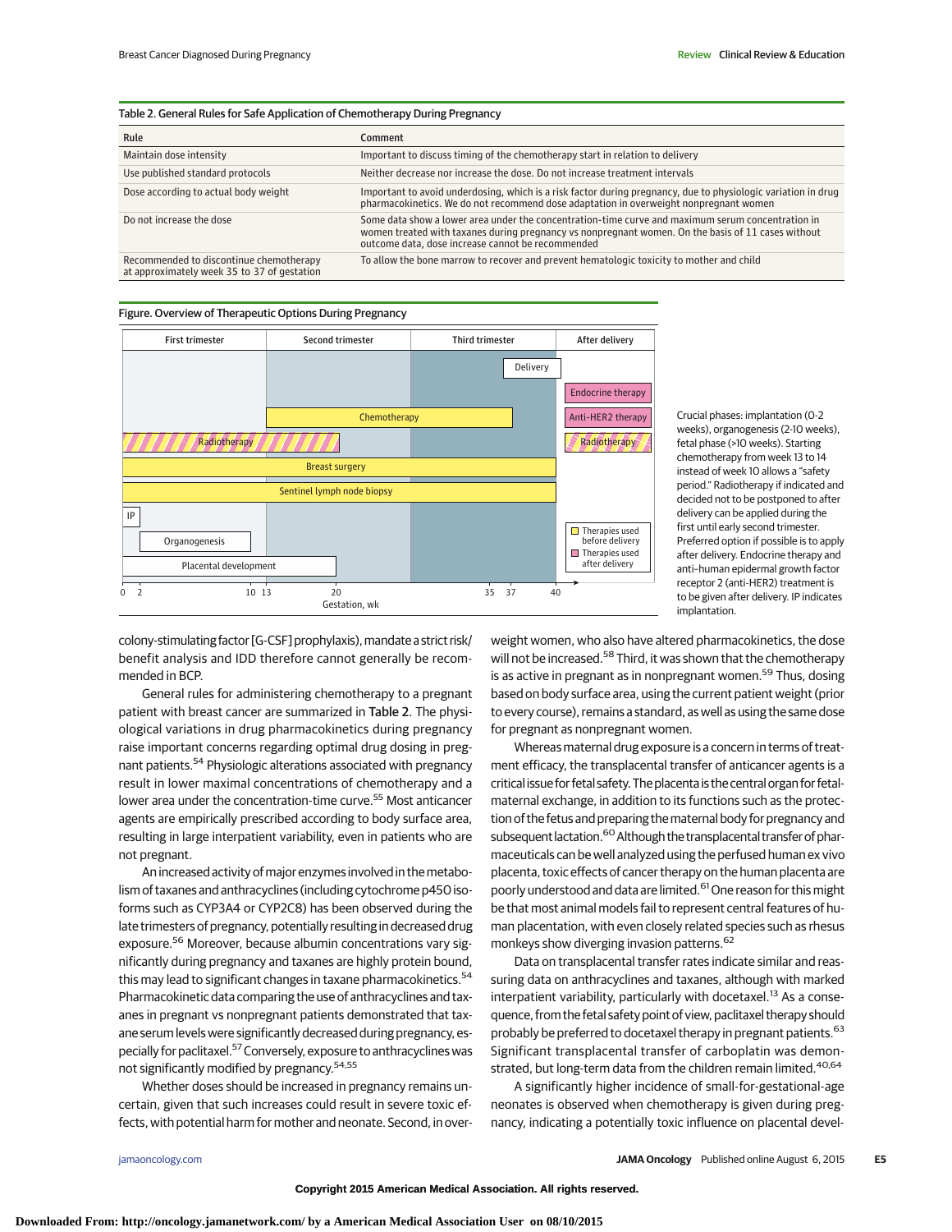Table 2. General Rules for Safe Application of Chemotherapy During Pregnancy

| Rule | Comment |
| --- | --- |
| Maintain dose intensity | Important to discuss timing of the chemotherapy start in relation to delivery |
| Use published standard protocols | Neither decrease nor increase the dose. Do not increase treatment intervals |
| Dose according to actual body weight | Important to avoid underdosing, which is a risk factor during pregnancy, due to physiologic variation in drug pharmacokinetics. We do not recommend dose adaptation in overweight nonpregnant women |
| Do not increase the dose | Some data show a lower area under the concentration-time curve and maximum serum concentration in women treated with taxanes during pregnancy vs nonpregnant women. On the basis of 11 cases without outcome data, dose increase cannot be recommended |
| Recommended to discontinue chemotherapy at approximately week 35 to 37 of gestation | To allow the bone marrow to recover and prevent hematologic toxicity to mother and child |

Figure. Overview of Therapeutic Options During Pregnancy

| | First trimester | Second trimester | Third trimester | After delivery |
| --- | --- | --- | --- | --- |
| Delivery | | | Week 40 | |
| Endocrine therapy | | | | Yes |
| Anti-HER2 therapy | | | | Yes |
| Chemotherapy | | Week 13 to 35 | | |
| Radiotherapy | Week 0 to ~20 | | | Yes |
| Breast surgery | Week 0 to 40 | | | |
| Sentinel lymph node biopsy | Week 0 to 40 | | | |
| IP | Week 0 to 2 | | | |
| Organogenesis | Week 2 to 10 | | | |
| Placental development | Week 0 to ~20 | | | |

Gestation, wk: 0, 2, 10, 13, 20, 35, 37, 40

Legend: Therapies used before delivery; Therapies used after delivery

Crucial phases: implantation (0-2 weeks), organogenesis (2-10 weeks), fetal phase (>10 weeks). Starting chemotherapy from week 13 to 14 instead of week 10 allows a "safety period." Radiotherapy if indicated and decided not to be postponed to after delivery can be applied during the first until early second trimester. Preferred option if possible is to apply after delivery. Endocrine therapy and anti–human epidermal growth factor receptor 2 (anti-HER2) treatment is to be given after delivery. IP indicates implantation.

colony-stimulating factor [G-CSF] prophylaxis), mandate a strict risk/benefit analysis and IDD therefore cannot generally be recommended in BCP.

General rules for administering chemotherapy to a pregnant patient with breast cancer are summarized in Table 2. The physiological variations in drug pharmacokinetics during pregnancy raise important concerns regarding optimal drug dosing in pregnant patients.[54] Physiologic alterations associated with pregnancy result in lower maximal concentrations of chemotherapy and a lower area under the concentration-time curve.[55] Most anticancer agents are empirically prescribed according to body surface area, resulting in large interpatient variability, even in patients who are not pregnant.

An increased activity of major enzymes involved in the metabolism of taxanes and anthracyclines (including cytochrome p450 isoforms such as CYP3A4 or CYP2C8) has been observed during the late trimesters of pregnancy, potentially resulting in decreased drug exposure.[56] Moreover, because albumin concentrations vary significantly during pregnancy and taxanes are highly protein bound, this may lead to significant changes in taxane pharmacokinetics.[54] Pharmacokinetic data comparing the use of anthracyclines and taxanes in pregnant vs nonpregnant patients demonstrated that taxane serum levels were significantly decreased during pregnancy, especially for paclitaxel.[57] Conversely, exposure to anthracyclines was not significantly modified by pregnancy.[54,55]

Whether doses should be increased in pregnancy remains uncertain, given that such increases could result in severe toxic effects, with potential harm for mother and neonate. Second, in overweight women, who also have altered pharmacokinetics, the dose will not be increased.[58] Third, it was shown that the chemotherapy is as active in pregnant as in nonpregnant women.[59] Thus, dosing based on body surface area, using the current patient weight (prior to every course), remains a standard, as well as using the same dose for pregnant as nonpregnant women.

Whereas maternal drug exposure is a concern in terms of treatment efficacy, the transplacental transfer of anticancer agents is a critical issue for fetal safety. The placenta is the central organ for fetal-maternal exchange, in addition to its functions such as the protection of the fetus and preparing the maternal body for pregnancy and subsequent lactation.[60] Although the transplacental transfer of pharmaceuticals can be well analyzed using the perfused human ex vivo placenta, toxic effects of cancer therapy on the human placenta are poorly understood and data are limited.[61] One reason for this might be that most animal models fail to represent central features of human placentation, with even closely related species such as rhesus monkeys show diverging invasion patterns.[62]

Data on transplacental transfer rates indicate similar and reassuring data on anthracyclines and taxanes, although with marked interpatient variability, particularly with docetaxel.[13] As a consequence, from the fetal safety point of view, paclitaxel therapy should probably be preferred to docetaxel therapy in pregnant patients.[63] Significant transplacental transfer of carboplatin was demonstrated, but long-term data from the children remain limited.[40,64]

A significantly higher incidence of small-for-gestational-age neonates is observed when chemotherapy is given during pregnancy, indicating a potentially toxic influence on placental devel-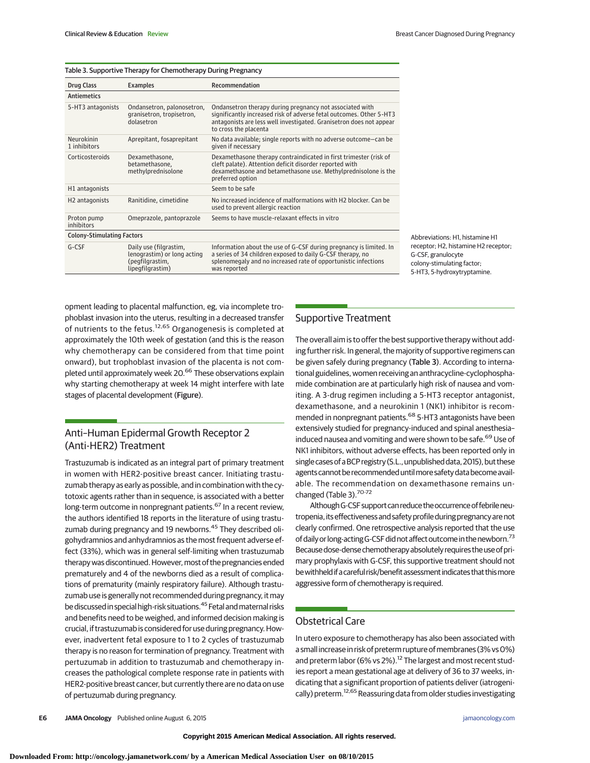Table 3. Supportive Therapy for Chemotherapy During Pregnancy

| Drug Class | Examples | Recommendation |
|---|---|---|
| **Antiemetics** | | |
| 5-HT3 antagonists | Ondansetron, palonosetron, granisetron, tropisetron, dolasetron | Ondansetron therapy during pregnancy not associated with significantly increased risk of adverse fetal outcomes. Other 5-HT3 antagonists are less well investigated. Granisetron does not appear to cross the placenta |
| Neurokinin 1 inhibitors | Aprepitant, fosaprepitant | No data available; single reports with no adverse outcome—can be given if necessary |
| Corticosteroids | Dexamethasone, betamethasone, methylprednisolone | Dexamethasone therapy contraindicated in first trimester (risk of cleft palate). Attention deficit disorder reported with dexamethasone and betamethasone use. Methylprednisolone is the preferred option |
| H1 antagonists | | Seem to be safe |
| H2 antagonists | Ranitidine, cimetidine | No increased incidence of malformations with H2 blocker. Can be used to prevent allergic reaction |
| Proton pump inhibitors | Omeprazole, pantoprazole | Seems to have muscle-relaxant effects in vitro |
| **Colony-Stimulating Factors** | | |
| G-CSF | Daily use (filgrastim, lenograstim) or long acting (pegfilgrastim, lipegfilgrastim) | Information about the use of G-CSF during pregnancy is limited. In a series of 34 children exposed to daily G-CSF therapy, no splenomegaly and no increased rate of opportunistic infections was reported |

Abbreviations: H1, histamine H1 receptor; H2, histamine H2 receptor; G-CSF, granulocyte colony-stimulating factor; 5-HT3, 5-hydroxytryptamine.

opment leading to placental malfunction, eg, via incomplete trophoblast invasion into the uterus, resulting in a decreased transfer of nutrients to the fetus.[12,65] Organogenesis is completed at approximately the 10th week of gestation (and this is the reason why chemotherapy can be considered from that time point onward), but trophoblast invasion of the placenta is not completed until approximately week 20.[66] These observations explain why starting chemotherapy at week 14 might interfere with late stages of placental development (**Figure**).

## Anti-Human Epidermal Growth Receptor 2 (Anti-HER2) Treatment

Trastuzumab is indicated as an integral part of primary treatment in women with HER2-positive breast cancer. Initiating trastuzumab therapy as early as possible, and in combination with the cytotoxic agents rather than in sequence, is associated with a better long-term outcome in nonpregnant patients.[67] In a recent review, the authors identified 18 reports in the literature of using trastuzumab during pregnancy and 19 newborns.[45] They described oligohydramnios and anhydramnios as the most frequent adverse effect (33%), which was in general self-limiting when trastuzumab therapy was discontinued. However, most of the pregnancies ended prematurely and 4 of the newborns died as a result of complications of prematurity (mainly respiratory failure). Although trastuzumab use is generally not recommended during pregnancy, it may be discussed in special high-risk situations.[45] Fetal and maternal risks and benefits need to be weighed, and informed decision making is crucial, if trastuzumab is considered for use during pregnancy. However, inadvertent fetal exposure to 1 to 2 cycles of trastuzumab therapy is no reason for termination of pregnancy. Treatment with pertuzumab in addition to trastuzumab and chemotherapy increases the pathological complete response rate in patients with HER2-positive breast cancer, but currently there are no data on use of pertuzumab during pregnancy.

## Supportive Treatment

The overall aim is to offer the best supportive therapy without adding further risk. In general, the majority of supportive regimens can be given safely during pregnancy (**Table 3**). According to international guidelines, women receiving an anthracycline-cyclophosphamide combination are at particularly high risk of nausea and vomiting. A 3-drug regimen including a 5-HT3 receptor antagonist, dexamethasone, and a neurokinin 1 (NK1) inhibitor is recommended in nonpregnant patients.[68] 5-HT3 antagonists have been extensively studied for pregnancy-induced and spinal anesthesia–induced nausea and vomiting and were shown to be safe.[69] Use of NK1 inhibitors, without adverse effects, has been reported only in single cases of a BCP registry (S.L., unpublished data, 2015), but these agents cannot be recommended until more safety data become available. The recommendation on dexamethasone remains unchanged (Table 3).[70-72]

Although G-CSF support can reduce the occurrence of febrile neutropenia, its effectiveness and safety profile during pregnancy are not clearly confirmed. One retrospective analysis reported that the use of daily or long-acting G-CSF did not affect outcome in the newborn.[73] Because dose-dense chemotherapy absolutely requires the use of primary prophylaxis with G-CSF, this supportive treatment should not be withheld if a careful risk/benefit assessment indicates that this more aggressive form of chemotherapy is required.

## Obstetrical Care

In utero exposure to chemotherapy has also been associated with a small increase in risk of preterm rupture of membranes (3% vs 0%) and preterm labor (6% vs 2%).[12] The largest and most recent studies report a mean gestational age at delivery of 36 to 37 weeks, indicating that a significant proportion of patients deliver (iatrogenically) preterm.[12,65] Reassuring data from older studies investigating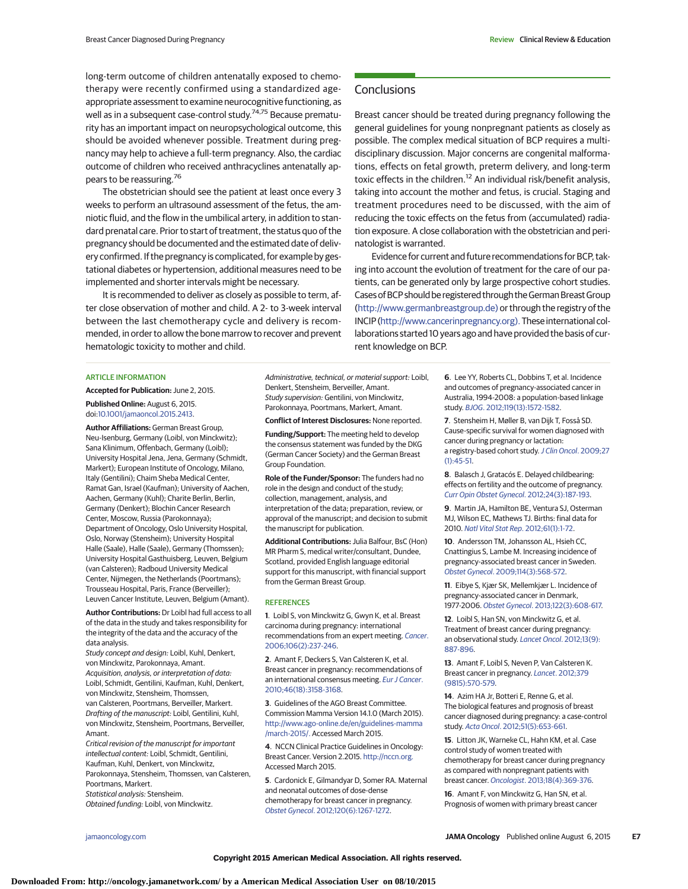long-term outcome of children antenatally exposed to chemotherapy were recently confirmed using a standardized age-appropriate assessment to examine neurocognitive functioning, as well as in a subsequent case-control study.[74,75] Because prematurity has an important impact on neuropsychological outcome, this should be avoided whenever possible. Treatment during pregnancy may help to achieve a full-term pregnancy. Also, the cardiac outcome of children who received anthracyclines antenatally appears to be reassuring.[76]

The obstetrician should see the patient at least once every 3 weeks to perform an ultrasound assessment of the fetus, the amniotic fluid, and the flow in the umbilical artery, in addition to standard prenatal care. Prior to start of treatment, the status quo of the pregnancy should be documented and the estimated date of delivery confirmed. If the pregnancy is complicated, for example by gestational diabetes or hypertension, additional measures need to be implemented and shorter intervals might be necessary.

It is recommended to deliver as closely as possible to term, after close observation of mother and child. A 2- to 3-week interval between the last chemotherapy cycle and delivery is recommended, in order to allow the bone marrow to recover and prevent hematologic toxicity to mother and child.

## Conclusions

Breast cancer should be treated during pregnancy following the general guidelines for young nonpregnant patients as closely as possible. The complex medical situation of BCP requires a multidisciplinary discussion. Major concerns are congenital malformations, effects on fetal growth, preterm delivery, and long-term toxic effects in the children.[12] An individual risk/benefit analysis, taking into account the mother and fetus, is crucial. Staging and treatment procedures need to be discussed, with the aim of reducing the toxic effects on the fetus from (accumulated) radiation exposure. A close collaboration with the obstetrician and perinatologist is warranted.

Evidence for current and future recommendations for BCP, taking into account the evolution of treatment for the care of our patients, can be generated only by large prospective cohort studies. Cases of BCP should be registered through the German Breast Group (http://www.germanbreastgroup.de) or through the registry of the INCIP (http://www.cancerinpregnancy.org). These international collaborations started 10 years ago and have provided the basis of current knowledge on BCP.

### ARTICLE INFORMATION

**Accepted for Publication:** June 2, 2015.

**Published Online:** August 6, 2015. doi:10.1001/jamaoncol.2015.2413.

**Author Affiliations:** German Breast Group, Neu-Isenburg, Germany (Loibl, von Minckwitz); Sana Klinimum, Offenbach, Germany (Loibl); University Hospital Jena, Jena, Germany (Schmidt, Markert); European Institute of Oncology, Milano, Italy (Gentilini); Chaim Sheba Medical Center, Ramat Gan, Israel (Kaufman); University of Aachen, Aachen, Germany (Kuhl); Charite Berlin, Berlin, Germany (Denkert); Blochin Cancer Research Center, Moscow, Russia (Parokonnaya); Department of Oncology, Oslo University Hospital, Oslo, Norway (Stensheim); University Hospital Halle (Saale), Halle (Saale), Germany (Thomssen); University Hospital Gasthuisberg, Leuven, Belgium (van Calsteren); Radboud University Medical Center, Nijmegen, the Netherlands (Poortmans); Trousseau Hospital, Paris, France (Berveiller); Leuven Cancer Institute, Leuven, Belgium (Amant).

**Author Contributions:** Dr Loibl had full access to all of the data in the study and takes responsibility for the integrity of the data and the accuracy of the data analysis.

*Study concept and design:* Loibl, Kuhl, Denkert, von Minckwitz, Parokonnaya, Amant.

*Acquisition, analysis, or interpretation of data:* Loibl, Schmidt, Gentilini, Kaufman, Kuhl, Denkert, von Minckwitz, Stensheim, Thomssen, van Calsteren, Poortmans, Berveiller, Markert.

*Drafting of the manuscript:* Loibl, Gentilini, Kuhl, von Minckwitz, Stensheim, Poortmans, Berveiller, Amant.

*Critical revision of the manuscript for important intellectual content:* Loibl, Schmidt, Gentilini, Kaufman, Kuhl, Denkert, von Minckwitz, Parokonnaya, Stensheim, Thomssen, van Calsteren, Poortmans, Markert.

*Statistical analysis:* Stensheim.

*Obtained funding:* Loibl, von Minckwitz.

*Administrative, technical, or material support:* Loibl, Denkert, Stensheim, Berveiller, Amant.

*Study supervision:* Gentilini, von Minckwitz, Parokonnaya, Poortmans, Markert, Amant.

**Conflict of Interest Disclosures:** None reported.

**Funding/Support:** The meeting held to develop the consensus statement was funded by the DKG (German Cancer Society) and the German Breast Group Foundation.

**Role of the Funder/Sponsor:** The funders had no role in the design and conduct of the study; collection, management, analysis, and interpretation of the data; preparation, review, or approval of the manuscript; and decision to submit the manuscript for publication.

**Additional Contributions:** Julia Balfour, BsC (Hon) MR Pharm S, medical writer/consultant, Dundee, Scotland, provided English language editorial support for this manuscript, with financial support from the German Breast Group.

### REFERENCES

1. Loibl S, von Minckwitz G, Gwyn K, et al. Breast carcinoma during pregnancy: international recommendations from an expert meeting. *Cancer*. 2006;106(2):237-246.

2. Amant F, Deckers S, Van Calsteren K, et al. Breast cancer in pregnancy: recommendations of an international consensus meeting. *Eur J Cancer*. 2010;46(18):3158-3168.

3. Guidelines of the AGO Breast Committee. Commission Mamma Version 14.1.0 (March 2015). http://www.ago-online.de/en/guidelines-mamma/march-2015/. Accessed March 2015.

4. NCCN Clinical Practice Guidelines in Oncology: Breast Cancer. Version 2.2015. http://nccn.org. Accessed March 2015.

5. Cardonick E, Gilmandyar D, Somer RA. Maternal and neonatal outcomes of dose-dense chemotherapy for breast cancer in pregnancy. *Obstet Gynecol*. 2012;120(6):1267-1272.

6. Lee YY, Roberts CL, Dobbins T, et al. Incidence and outcomes of pregnancy-associated cancer in Australia, 1994-2008: a population-based linkage study. *BJOG*. 2012;119(13):1572-1582.

7. Stensheim H, Møller B, van Dijk T, Fosså SD. Cause-specific survival for women diagnosed with cancer during pregnancy or lactation: a registry-based cohort study. *J Clin Oncol*. 2009;27(1):45-51.

8. Balasch J, Gratacós E. Delayed childbearing: effects on fertility and the outcome of pregnancy. *Curr Opin Obstet Gynecol*. 2012;24(3):187-193.

9. Martin JA, Hamilton BE, Ventura SJ, Osterman MJ, Wilson EC, Mathews TJ. Births: final data for 2010. *Natl Vital Stat Rep*. 2012;61(1):1-72.

10. Andersson TM, Johansson AL, Hsieh CC, Cnattingius S, Lambe M. Increasing incidence of pregnancy-associated breast cancer in Sweden. *Obstet Gynecol*. 2009;114(3):568-572.

11. Eibye S, Kjær SK, Mellemkjær L. Incidence of pregnancy-associated cancer in Denmark, 1977-2006. *Obstet Gynecol*. 2013;122(3):608-617.

12. Loibl S, Han SN, von Minckwitz G, et al. Treatment of breast cancer during pregnancy: an observational study. *Lancet Oncol*. 2012;13(9):887-896.

13. Amant F, Loibl S, Neven P, Van Calsteren K. Breast cancer in pregnancy. *Lancet*. 2012;379(9815):570-579.

14. Azim HA Jr, Botteri E, Renne G, et al. The biological features and prognosis of breast cancer diagnosed during pregnancy: a case-control study. *Acta Oncol*. 2012;51(5):653-661.

15. Litton JK, Warneke CL, Hahn KM, et al. Case control study of women treated with chemotherapy for breast cancer during pregnancy as compared with nonpregnant patients with breast cancer. *Oncologist*. 2013;18(4):369-376.

16. Amant F, von Minckwitz G, Han SN, et al. Prognosis of women with primary breast cancer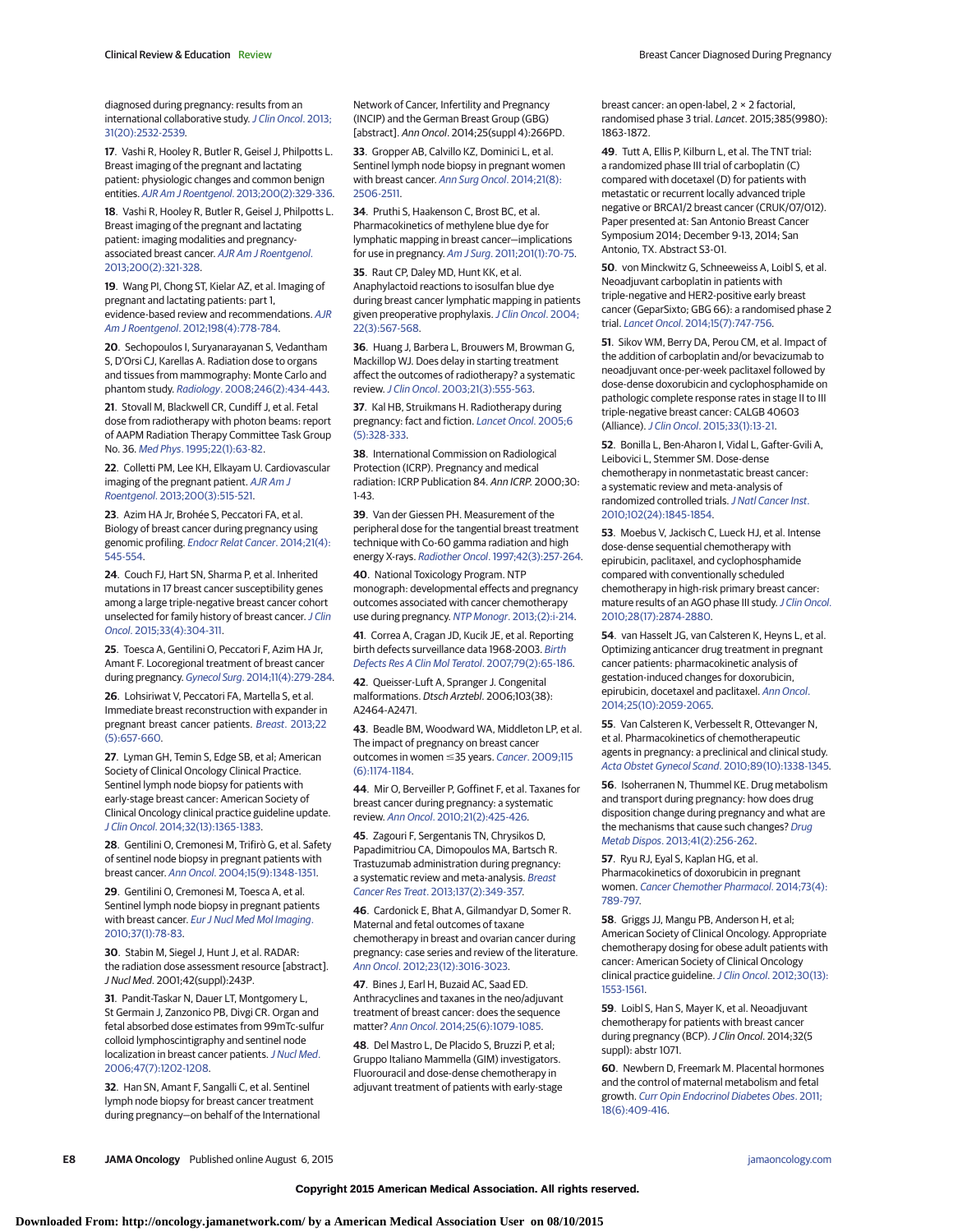diagnosed during pregnancy: results from an international collaborative study. *J Clin Oncol*. 2013;31(20):2532-2539.

**17**. Vashi R, Hooley R, Butler R, Geisel J, Philpotts L. Breast imaging of the pregnant and lactating patient: physiologic changes and common benign entities. *AJR Am J Roentgenol*. 2013;200(2):329-336.

**18**. Vashi R, Hooley R, Butler R, Geisel J, Philpotts L. Breast imaging of the pregnant and lactating patient: imaging modalities and pregnancy-associated breast cancer. *AJR Am J Roentgenol*. 2013;200(2):321-328.

**19**. Wang PI, Chong ST, Kielar AZ, et al. Imaging of pregnant and lactating patients: part 1, evidence-based review and recommendations. *AJR Am J Roentgenol*. 2012;198(4):778-784.

**20**. Sechopoulos I, Suryanarayanan S, Vedantham S, D'Orsi CJ, Karellas A. Radiation dose to organs and tissues from mammography: Monte Carlo and phantom study. *Radiology*. 2008;246(2):434-443.

**21**. Stovall M, Blackwell CR, Cundiff J, et al. Fetal dose from radiotherapy with photon beams: report of AAPM Radiation Therapy Committee Task Group No. 36. *Med Phys*. 1995;22(1):63-82.

**22**. Colletti PM, Lee KH, Elkayam U. Cardiovascular imaging of the pregnant patient. *AJR Am J Roentgenol*. 2013;200(3):515-521.

**23**. Azim HA Jr, Brohée S, Peccatori FA, et al. Biology of breast cancer during pregnancy using genomic profiling. *Endocr Relat Cancer*. 2014;21(4):545-554.

**24**. Couch FJ, Hart SN, Sharma P, et al. Inherited mutations in 17 breast cancer susceptibility genes among a large triple-negative breast cancer cohort unselected for family history of breast cancer. *J Clin Oncol*. 2015;33(4):304-311.

**25**. Toesca A, Gentilini O, Peccatori F, Azim HA Jr, Amant F. Locoregional treatment of breast cancer during pregnancy. *Gynecol Surg*. 2014;11(4):279-284.

**26**. Lohsiriwat V, Peccatori FA, Martella S, et al. Immediate breast reconstruction with expander in pregnant breast cancer patients. *Breast*. 2013;22(5):657-660.

**27**. Lyman GH, Temin S, Edge SB, et al; American Society of Clinical Oncology Clinical Practice. Sentinel lymph node biopsy for patients with early-stage breast cancer: American Society of Clinical Oncology clinical practice guideline update. *J Clin Oncol*. 2014;32(13):1365-1383.

**28**. Gentilini O, Cremonesi M, Trifirò G, et al. Safety of sentinel node biopsy in pregnant patients with breast cancer. *Ann Oncol*. 2004;15(9):1348-1351.

**29**. Gentilini O, Cremonesi M, Toesca A, et al. Sentinel lymph node biopsy in pregnant patients with breast cancer. *Eur J Nucl Med Mol Imaging*. 2010;37(1):78-83.

**30**. Stabin M, Siegel J, Hunt J, et al. RADAR: the radiation dose assessment resource [abstract]. *J Nucl Med*. 2001;42(suppl):243P.

**31**. Pandit-Taskar N, Dauer LT, Montgomery L, St Germain J, Zanzonico PB, Divgi CR. Organ and fetal absorbed dose estimates from 99mTc-sulfur colloid lymphoscintigraphy and sentinel node localization in breast cancer patients. *J Nucl Med*. 2006;47(7):1202-1208.

**32**. Han SN, Amant F, Sangalli C, et al. Sentinel lymph node biopsy for breast cancer treatment during pregnancy—on behalf of the International Network of Cancer, Infertility and Pregnancy (INCIP) and the German Breast Group (GBG) [abstract]. *Ann Oncol*. 2014;25(suppl 4):266PD.

**33**. Gropper AB, Calvillo KZ, Dominici L, et al. Sentinel lymph node biopsy in pregnant women with breast cancer. *Ann Surg Oncol*. 2014;21(8):2506-2511.

**34**. Pruthi S, Haakenson C, Brost BC, et al. Pharmacokinetics of methylene blue dye for lymphatic mapping in breast cancer—implications for use in pregnancy. *Am J Surg*. 2011;201(1):70-75.

**35**. Raut CP, Daley MD, Hunt KK, et al. Anaphylactoid reactions to isosulfan blue dye during breast cancer lymphatic mapping in patients given preoperative prophylaxis. *J Clin Oncol*. 2004;22(3):567-568.

**36**. Huang J, Barbera L, Brouwers M, Browman G, Mackillop WJ. Does delay in starting treatment affect the outcomes of radiotherapy? a systematic review. *J Clin Oncol*. 2003;21(3):555-563.

**37**. Kal HB, Struikmans H. Radiotherapy during pregnancy: fact and fiction. *Lancet Oncol*. 2005;6(5):328-333.

**38**. International Commission on Radiological Protection (ICRP). Pregnancy and medical radiation: ICRP Publication 84. *Ann ICRP*. 2000;30:1-43.

**39**. Van der Giessen PH. Measurement of the peripheral dose for the tangential breast treatment technique with Co-60 gamma radiation and high energy X-rays. *Radiother Oncol*. 1997;42(3):257-264.

**40**. National Toxicology Program. NTP monograph: developmental effects and pregnancy outcomes associated with cancer chemotherapy use during pregnancy. *NTP Monogr*. 2013;(2):i-214.

**41**. Correa A, Cragan JD, Kucik JE, et al. Reporting birth defects surveillance data 1968-2003. *Birth Defects Res A Clin Mol Teratol*. 2007;79(2):65-186.

**42**. Queisser-Luft A, Spranger J. Congenital malformations. *Dtsch Arztebl*. 2006;103(38):A2464-A2471.

**43**. Beadle BM, Woodward WA, Middleton LP, et al. The impact of pregnancy on breast cancer outcomes in women ≤35 years. *Cancer*. 2009;115(6):1174-1184.

**44**. Mir O, Berveiller P, Goffinet F, et al. Taxanes for breast cancer during pregnancy: a systematic review. *Ann Oncol*. 2010;21(2):425-426.

**45**. Zagouri F, Sergentanis TN, Chrysikos D, Papadimitriou CA, Dimopoulos MA, Bartsch R. Trastuzumab administration during pregnancy: a systematic review and meta-analysis. *Breast Cancer Res Treat*. 2013;137(2):349-357.

**46**. Cardonick E, Bhat A, Gilmandyar D, Somer R. Maternal and fetal outcomes of taxane chemotherapy in breast and ovarian cancer during pregnancy: case series and review of the literature. *Ann Oncol*. 2012;23(12):3016-3023.

**47**. Bines J, Earl H, Buzaid AC, Saad ED. Anthracyclines and taxanes in the neo/adjuvant treatment of breast cancer: does the sequence matter? *Ann Oncol*. 2014;25(6):1079-1085.

**48**. Del Mastro L, De Placido S, Bruzzi P, et al; Gruppo Italiano Mammella (GIM) investigators. Fluorouracil and dose-dense chemotherapy in adjuvant treatment of patients with early-stage breast cancer: an open-label, 2 × 2 factorial, randomised phase 3 trial. *Lancet*. 2015;385(9980):1863-1872.

**49**. Tutt A, Ellis P, Kilburn L, et al. The TNT trial: a randomized phase III trial of carboplatin (C) compared with docetaxel (D) for patients with metastatic or recurrent locally advanced triple negative or BRCA1/2 breast cancer (CRUK/07/012). Paper presented at: San Antonio Breast Cancer Symposium 2014; December 9-13, 2014; San Antonio, TX. Abstract S3-01.

**50**. von Minckwitz G, Schneeweiss A, Loibl S, et al. Neoadjuvant carboplatin in patients with triple-negative and HER2-positive early breast cancer (GeparSixto; GBG 66): a randomised phase 2 trial. *Lancet Oncol*. 2014;15(7):747-756.

**51**. Sikov WM, Berry DA, Perou CM, et al. Impact of the addition of carboplatin and/or bevacizumab to neoadjuvant once-per-week paclitaxel followed by dose-dense doxorubicin and cyclophosphamide on pathologic complete response rates in stage II to III triple-negative breast cancer: CALGB 40603 (Alliance). *J Clin Oncol*. 2015;33(1):13-21.

**52**. Bonilla L, Ben-Aharon I, Vidal L, Gafter-Gvili A, Leibovici L, Stemmer SM. Dose-dense chemotherapy in nonmetastatic breast cancer: a systematic review and meta-analysis of randomized controlled trials. *J Natl Cancer Inst*. 2010;102(24):1845-1854.

**53**. Moebus V, Jackisch C, Lueck HJ, et al. Intense dose-dense sequential chemotherapy with epirubicin, paclitaxel, and cyclophosphamide compared with conventionally scheduled chemotherapy in high-risk primary breast cancer: mature results of an AGO phase III study. *J Clin Oncol*. 2010;28(17):2874-2880.

**54**. van Hasselt JG, van Calsteren K, Heyns L, et al. Optimizing anticancer drug treatment in pregnant cancer patients: pharmacokinetic analysis of gestation-induced changes for doxorubicin, epirubicin, docetaxel and paclitaxel. *Ann Oncol*. 2014;25(10):2059-2065.

**55**. Van Calsteren K, Verbesselt R, Ottevanger N, et al. Pharmacokinetics of chemotherapeutic agents in pregnancy: a preclinical and clinical study. *Acta Obstet Gynecol Scand*. 2010;89(10):1338-1345.

**56**. Isoherranen N, Thummel KE. Drug metabolism and transport during pregnancy: how does drug disposition change during pregnancy and what are the mechanisms that cause such changes? *Drug Metab Dispos*. 2013;41(2):256-262.

**57**. Ryu RJ, Eyal S, Kaplan HG, et al. Pharmacokinetics of doxorubicin in pregnant women. *Cancer Chemother Pharmacol*. 2014;73(4):789-797.

**58**. Griggs JJ, Mangu PB, Anderson H, et al; American Society of Clinical Oncology. Appropriate chemotherapy dosing for obese adult patients with cancer: American Society of Clinical Oncology clinical practice guideline. *J Clin Oncol*. 2012;30(13):1553-1561.

**59**. Loibl S, Han S, Mayer K, et al. Neoadjuvant chemotherapy for patients with breast cancer during pregnancy (BCP). *J Clin Oncol*. 2014;32(5 suppl): abstr 1071.

**60**. Newbern D, Freemark M. Placental hormones and the control of maternal metabolism and fetal growth. *Curr Opin Endocrinol Diabetes Obes*. 2011;18(6):409-416.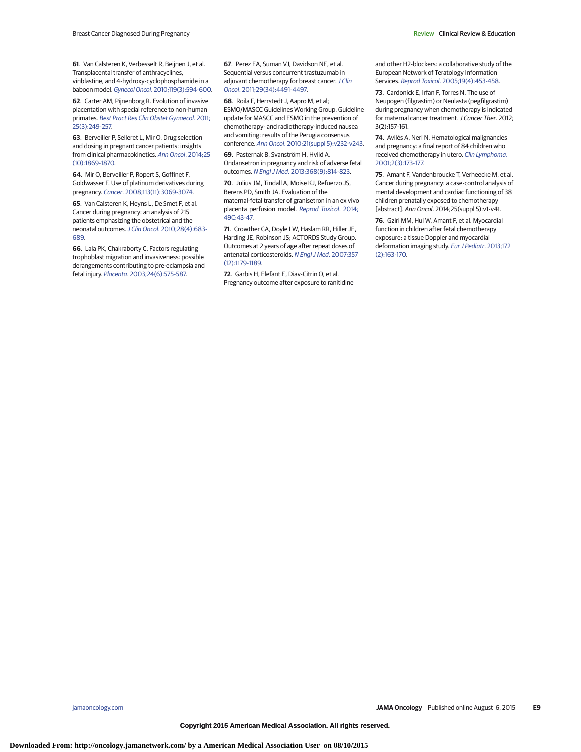61. Van Calsteren K, Verbesselt R, Beijnen J, et al. Transplacental transfer of anthracyclines, vinblastine, and 4-hydroxy-cyclophosphamide in a baboon model. *Gynecol Oncol*. 2010;119(3):594-600.

62. Carter AM, Pijnenborg R. Evolution of invasive placentation with special reference to non-human primates. *Best Pract Res Clin Obstet Gynaecol*. 2011;25(3):249-257.

63. Berveiller P, Selleret L, Mir O. Drug selection and dosing in pregnant cancer patients: insights from clinical pharmacokinetics. *Ann Oncol*. 2014;25(10):1869-1870.

64. Mir O, Berveiller P, Ropert S, Goffinet F, Goldwasser F. Use of platinum derivatives during pregnancy. *Cancer*. 2008;113(11):3069-3074.

65. Van Calsteren K, Heyns L, De Smet F, et al. Cancer during pregnancy: an analysis of 215 patients emphasizing the obstetrical and the neonatal outcomes. *J Clin Oncol*. 2010;28(4):683-689.

66. Lala PK, Chakraborty C. Factors regulating trophoblast migration and invasiveness: possible derangements contributing to pre-eclampsia and fetal injury. *Placenta*. 2003;24(6):575-587.

67. Perez EA, Suman VJ, Davidson NE, et al. Sequential versus concurrent trastuzumab in adjuvant chemotherapy for breast cancer. *J Clin Oncol*. 2011;29(34):4491-4497.

68. Roila F, Herrstedt J, Aapro M, et al; ESMO/MASCC Guidelines Working Group. Guideline update for MASCC and ESMO in the prevention of chemotherapy- and radiotherapy-induced nausea and vomiting: results of the Perugia consensus conference. *Ann Oncol*. 2010;21(suppl 5):v232-v243.

69. Pasternak B, Svanström H, Hviid A. Ondansetron in pregnancy and risk of adverse fetal outcomes. *N Engl J Med*. 2013;368(9):814-823.

70. Julius JM, Tindall A, Moise KJ, Refuerzo JS, Berens PD, Smith JA. Evaluation of the maternal-fetal transfer of granisetron in an ex vivo placenta perfusion model. *Reprod Toxicol*. 2014;49C:43-47.

71. Crowther CA, Doyle LW, Haslam RR, Hiller JE, Harding JE, Robinson JS; ACTORDS Study Group. Outcomes at 2 years of age after repeat doses of antenatal corticosteroids. *N Engl J Med*. 2007;357(12):1179-1189.

72. Garbis H, Elefant E, Diav-Citrin O, et al. Pregnancy outcome after exposure to ranitidine and other H2-blockers: a collaborative study of the European Network of Teratology Information Services. *Reprod Toxicol*. 2005;19(4):453-458.

73. Cardonick E, Irfan F, Torres N. The use of Neupogen (filgrastim) or Neulasta (pegfilgrastim) during pregnancy when chemotherapy is indicated for maternal cancer treatment. *J Cancer Ther*. 2012;3(2):157-161.

74. Avilés A, Neri N. Hematological malignancies and pregnancy: a final report of 84 children who received chemotherapy in utero. *Clin Lymphoma*. 2001;2(3):173-177.

75. Amant F, Vandenbroucke T, Verheecke M, et al. Cancer during pregnancy: a case-control analysis of mental development and cardiac functioning of 38 children prenatally exposed to chemotherapy [abstract]. *Ann Oncol*. 2014;25(suppl 5):v1-v41.

76. Gziri MM, Hui W, Amant F, et al. Myocardial function in children after fetal chemotherapy exposure: a tissue Doppler and myocardial deformation imaging study. *Eur J Pediatr*. 2013;172(2):163-170.